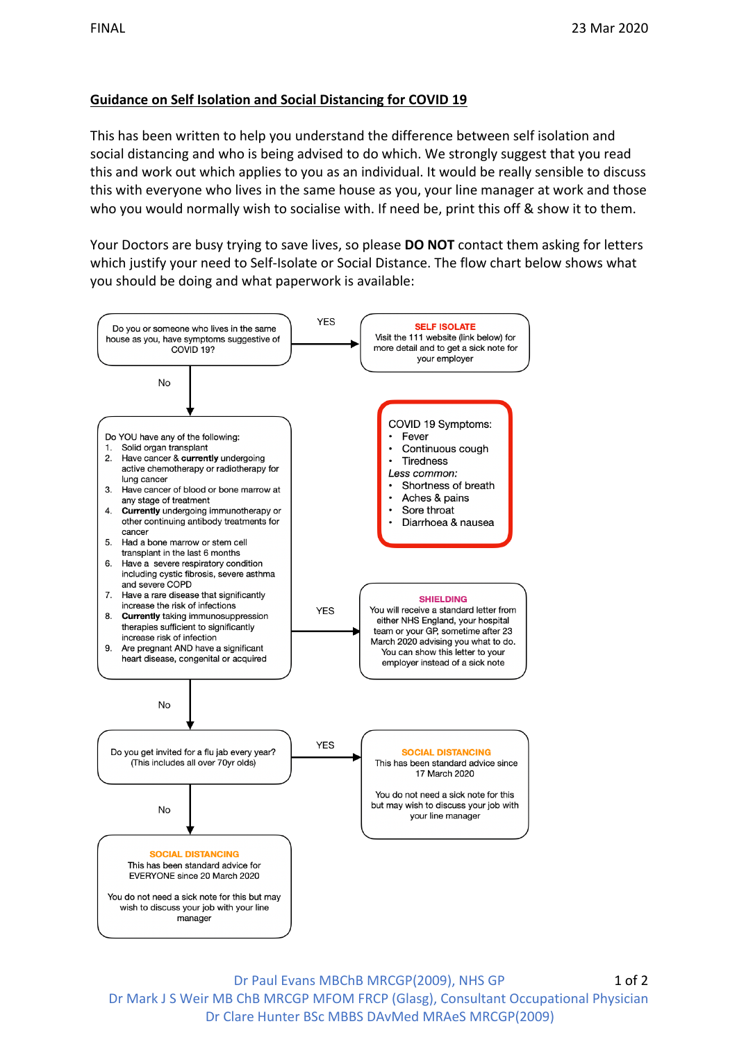FINAL 23 Mar 2020

## Guidance on Self Isolation and Social Distancing for COVID 19

This has been written to help you understand the difference between self isolation and social distancing and who is being advised to do which. We strongly suggest that you read this and work out which applies to you as an individual. It would be really sensible to discuss this with everyone who lives in the same house as you, your line manager at work and those who you would normally wish to socialise with. If need be, print this off & show it to them.

Your Doctors are busy trying to save lives, so please **DO NOT** contact them asking for letters which justify your need to Self-Isolate or Social Distance. The flow chart below shows what you should be doing and what paperwork is available:

**Do you or someone who lives in the same house as you, have symptoms suggestive of COVID 19?**

- **YES** → **SELF ISOLATE**
  Visit the 111 website (link below) for more detail and to get a sick note for your employer
- **No** → go to the next question

**COVID 19 Symptoms:**

- Fever
- Continuous cough
- Tiredness

*Less common:*

- Shortness of breath
- Aches & pains
- Sore throat
- Diarrhoea & nausea

**Do YOU have any of the following:**

1. Solid organ transplant
2. Have cancer & **currently** undergoing active chemotherapy or radiotherapy for lung cancer
3. Have cancer of blood or bone marrow at any stage of treatment
4. **Currently** undergoing immunotherapy or other continuing antibody treatments for cancer
5. Had a bone marrow or stem cell transplant in the last 6 months
6. Have a severe respiratory condition including cystic fibrosis, severe asthma and severe COPD
7. Have a rare disease that significantly increase the risk of infections
8. **Currently** taking immunosuppression therapies sufficient to significantly increase risk of infection
9. Are pregnant AND have a significant heart disease, congenital or acquired

- **YES** → **SHIELDING**
  You will receive a standard letter from either NHS England, your hospital team or your GP, sometime after 23 March 2020 advising you what to do. You can show this letter to your employer instead of a sick note
- **No** → go to the next question

**Do you get invited for a flu jab every year? (This includes all over 70yr olds)**

- **YES** → **SOCIAL DISTANCING**
  This has been standard advice since 17 March 2020

  You do not need a sick note for this but may wish to discuss your job with your line manager
- **No** → **SOCIAL DISTANCING**
  This has been standard advice for EVERYONE since 20 March 2020

  You do not need a sick note for this but may wish to discuss your job with your line manager

Dr Paul Evans MBChB MRCGP(2009), NHS GP
Dr Mark J S Weir MB ChB MRCGP MFOM FRCP (Glasg), Consultant Occupational Physician
Dr Clare Hunter BSc MBBS DAvMed MRAeS MRCGP(2009)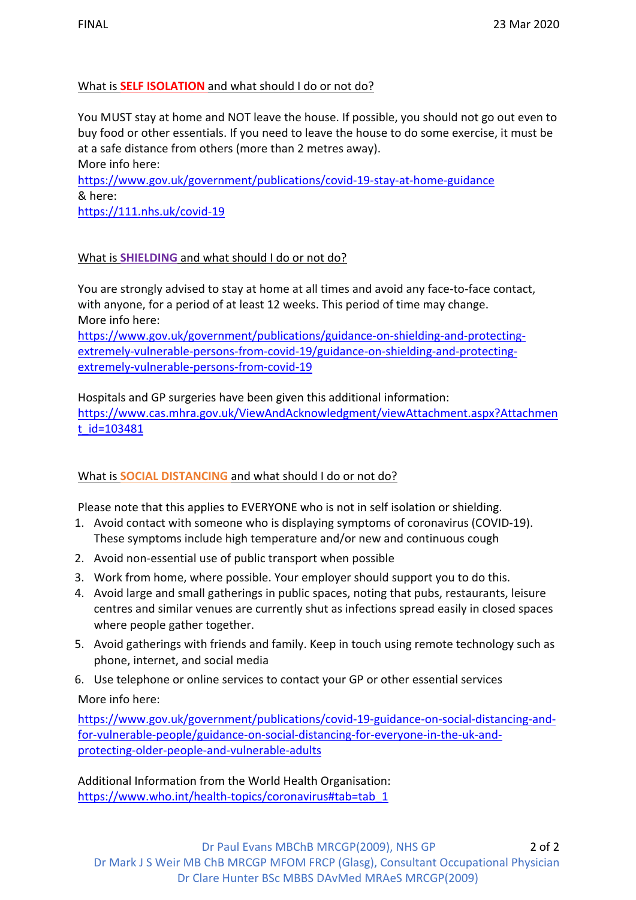What is **SELF ISOLATION** and what should I do or not do?

You MUST stay at home and NOT leave the house. If possible, you should not go out even to buy food or other essentials. If you need to leave the house to do some exercise, it must be at a safe distance from others (more than 2 metres away).
More info here:
https://www.gov.uk/government/publications/covid-19-stay-at-home-guidance
& here:
https://111.nhs.uk/covid-19

What is **SHIELDING** and what should I do or not do?

You are strongly advised to stay at home at all times and avoid any face-to-face contact, with anyone, for a period of at least 12 weeks. This period of time may change.
More info here:
https://www.gov.uk/government/publications/guidance-on-shielding-and-protecting-extremely-vulnerable-persons-from-covid-19/guidance-on-shielding-and-protecting-extremely-vulnerable-persons-from-covid-19

Hospitals and GP surgeries have been given this additional information:
https://www.cas.mhra.gov.uk/ViewAndAcknowledgment/viewAttachment.aspx?Attachment_id=103481

What is **SOCIAL DISTANCING** and what should I do or not do?

Please note that this applies to EVERYONE who is not in self isolation or shielding.

1. Avoid contact with someone who is displaying symptoms of coronavirus (COVID-19). These symptoms include high temperature and/or new and continuous cough
2. Avoid non-essential use of public transport when possible
3. Work from home, where possible. Your employer should support you to do this.
4. Avoid large and small gatherings in public spaces, noting that pubs, restaurants, leisure centres and similar venues are currently shut as infections spread easily in closed spaces where people gather together.
5. Avoid gatherings with friends and family. Keep in touch using remote technology such as phone, internet, and social media
6. Use telephone or online services to contact your GP or other essential services

More info here:

https://www.gov.uk/government/publications/covid-19-guidance-on-social-distancing-and-for-vulnerable-people/guidance-on-social-distancing-for-everyone-in-the-uk-and-protecting-older-people-and-vulnerable-adults

Additional Information from the World Health Organisation:
https://www.who.int/health-topics/coronavirus#tab=tab_1

Dr Paul Evans MBChB MRCGP(2009), NHS GP
Dr Mark J S Weir MB ChB MRCGP MFOM FRCP (Glasg), Consultant Occupational Physician
Dr Clare Hunter BSc MBBS DAvMed MRAeS MRCGP(2009)